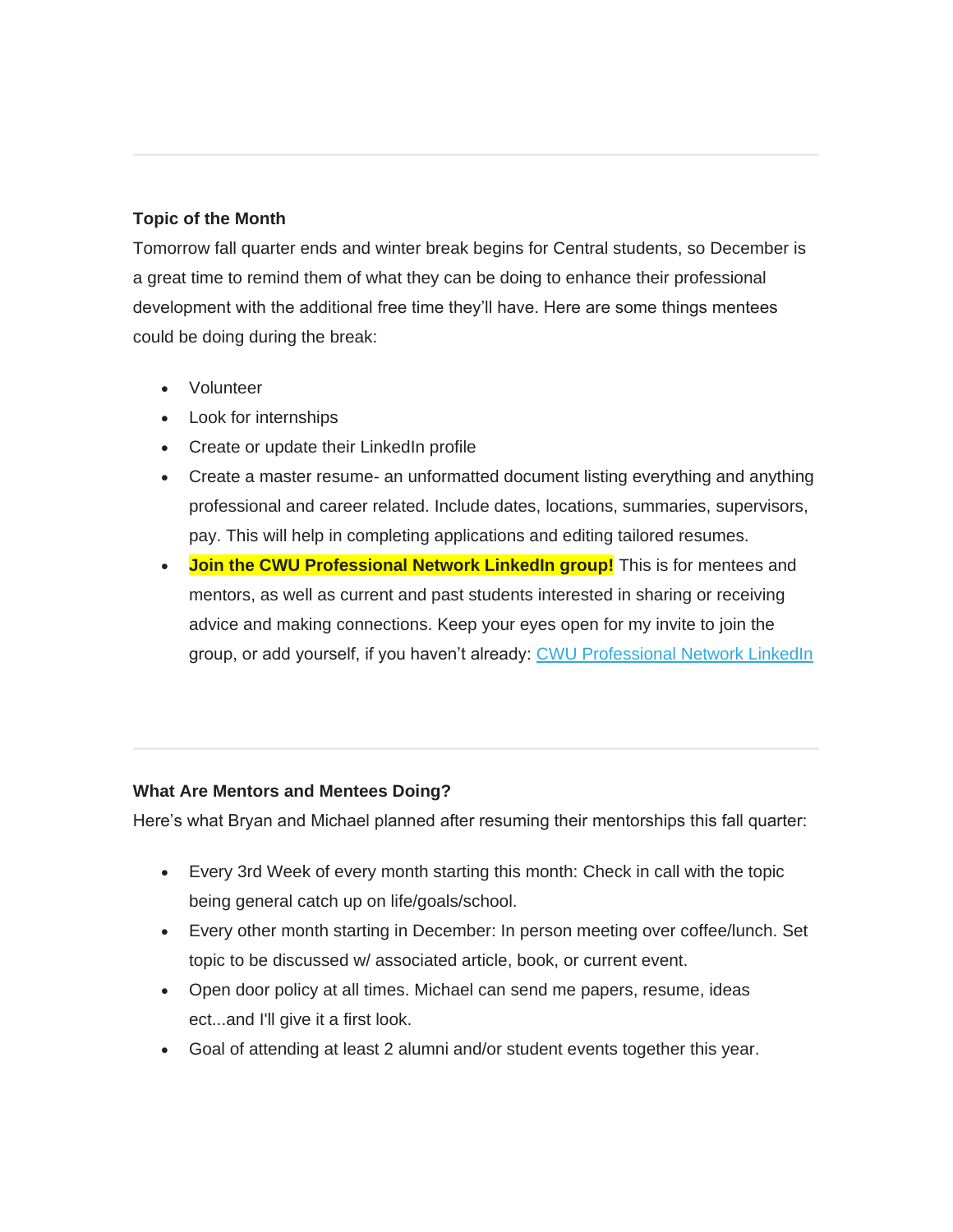---

**Topic of the Month**

Tomorrow fall quarter ends and winter break begins for Central students, so December is a great time to remind them of what they can be doing to enhance their professional development with the additional free time they'll have. Here are some things mentees could be doing during the break:

- Volunteer
- Look for internships
- Create or update their LinkedIn profile
- Create a master resume- an unformatted document listing everything and anything professional and career related. Include dates, locations, summaries, supervisors, pay. This will help in completing applications and editing tailored resumes.
- **Join the CWU Professional Network LinkedIn group!** This is for mentees and mentors, as well as current and past students interested in sharing or receiving advice and making connections. Keep your eyes open for my invite to join the group, or add yourself, if you haven't already: CWU Professional Network LinkedIn

---

**What Are Mentors and Mentees Doing?**

Here's what Bryan and Michael planned after resuming their mentorships this fall quarter:

- Every 3rd Week of every month starting this month: Check in call with the topic being general catch up on life/goals/school.
- Every other month starting in December: In person meeting over coffee/lunch. Set topic to be discussed w/ associated article, book, or current event.
- Open door policy at all times. Michael can send me papers, resume, ideas ect...and I'll give it a first look.
- Goal of attending at least 2 alumni and/or student events together this year.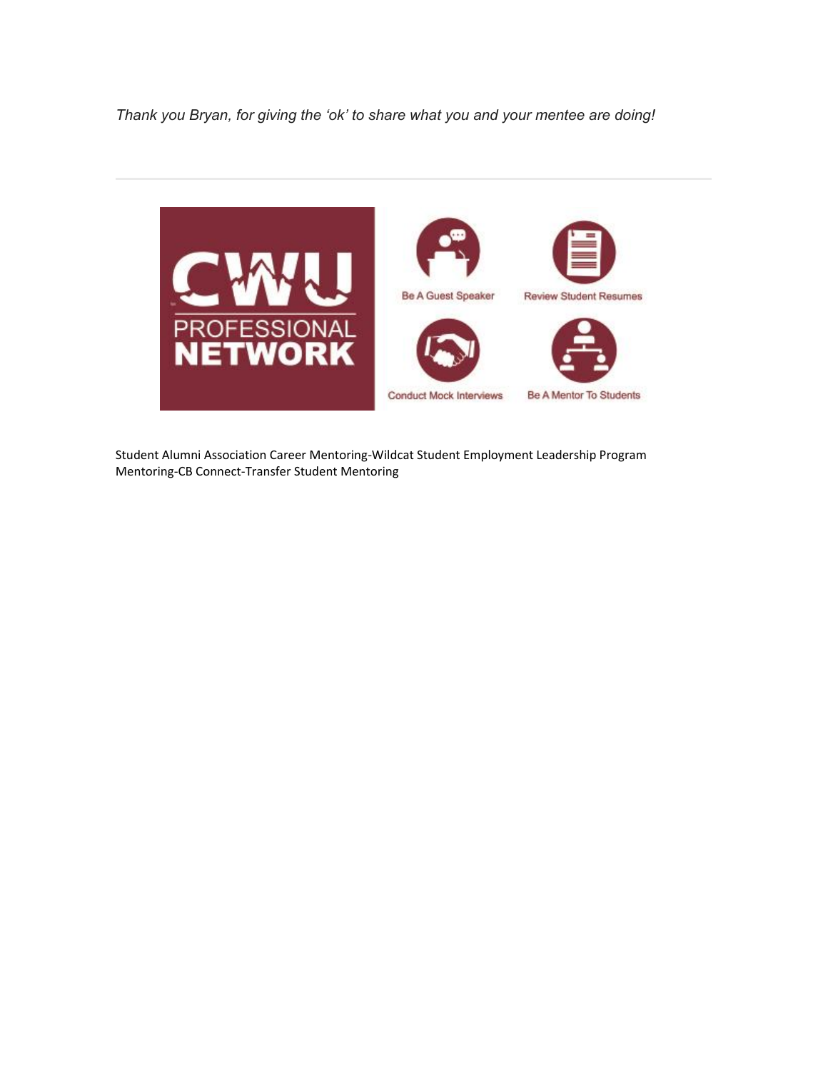*Thank you Bryan, for giving the 'ok' to share what you and your mentee are doing!*

---

CWU PROFESSIONAL NETWORK

Be A Guest Speaker

Review Student Resumes

Conduct Mock Interviews

Be A Mentor To Students

Student Alumni Association Career Mentoring-Wildcat Student Employment Leadership Program Mentoring-CB Connect-Transfer Student Mentoring